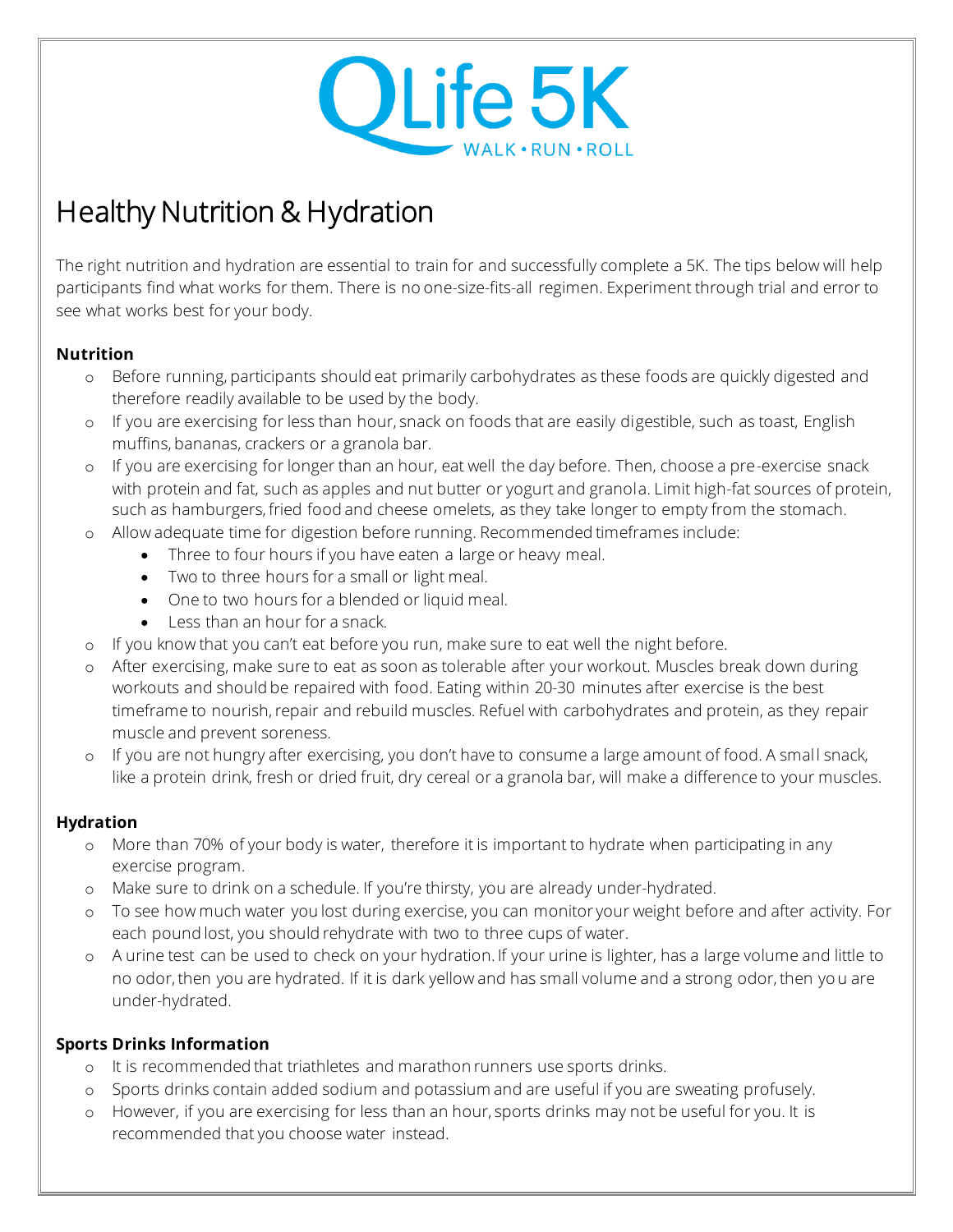# QLife 5K

WALK • RUN • ROLL

## Healthy Nutrition & Hydration

The right nutrition and hydration are essential to train for and successfully complete a 5K. The tips below will help participants find what works for them. There is no one-size-fits-all regimen. Experiment through trial and error to see what works best for your body.

### Nutrition

- Before running, participants should eat primarily carbohydrates as these foods are quickly digested and therefore readily available to be used by the body.
- If you are exercising for less than hour, snack on foods that are easily digestible, such as toast, English muffins, bananas, crackers or a granola bar.
- If you are exercising for longer than an hour, eat well the day before. Then, choose a pre-exercise snack with protein and fat, such as apples and nut butter or yogurt and granola. Limit high-fat sources of protein, such as hamburgers, fried food and cheese omelets, as they take longer to empty from the stomach.
- Allow adequate time for digestion before running. Recommended timeframes include:
  - Three to four hours if you have eaten a large or heavy meal.
  - Two to three hours for a small or light meal.
  - One to two hours for a blended or liquid meal.
  - Less than an hour for a snack.
- If you know that you can't eat before you run, make sure to eat well the night before.
- After exercising, make sure to eat as soon as tolerable after your workout. Muscles break down during workouts and should be repaired with food. Eating within 20-30 minutes after exercise is the best timeframe to nourish, repair and rebuild muscles. Refuel with carbohydrates and protein, as they repair muscle and prevent soreness.
- If you are not hungry after exercising, you don't have to consume a large amount of food. A small snack, like a protein drink, fresh or dried fruit, dry cereal or a granola bar, will make a difference to your muscles.

### Hydration

- More than 70% of your body is water, therefore it is important to hydrate when participating in any exercise program.
- Make sure to drink on a schedule. If you're thirsty, you are already under-hydrated.
- To see how much water you lost during exercise, you can monitor your weight before and after activity. For each pound lost, you should rehydrate with two to three cups of water.
- A urine test can be used to check on your hydration. If your urine is lighter, has a large volume and little to no odor, then you are hydrated. If it is dark yellow and has small volume and a strong odor, then you are under-hydrated.

### Sports Drinks Information

- It is recommended that triathletes and marathon runners use sports drinks.
- Sports drinks contain added sodium and potassium and are useful if you are sweating profusely.
- However, if you are exercising for less than an hour, sports drinks may not be useful for you. It is recommended that you choose water instead.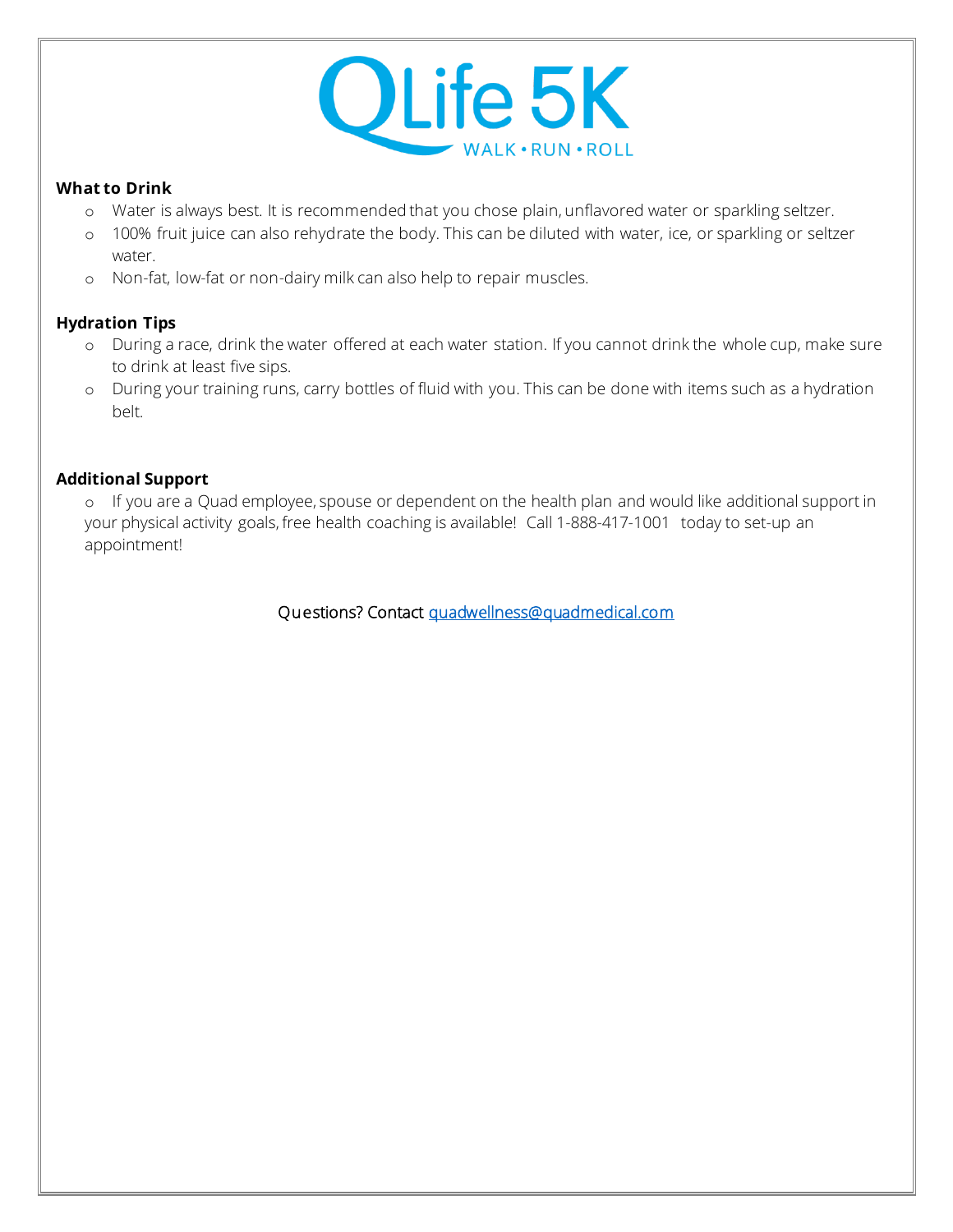QLife 5K

WALK • RUN • ROLL

**What to Drink**

- Water is always best. It is recommended that you chose plain, unflavored water or sparkling seltzer.
- 100% fruit juice can also rehydrate the body. This can be diluted with water, ice, or sparkling or seltzer water.
- Non-fat, low-fat or non-dairy milk can also help to repair muscles.

**Hydration Tips**

- During a race, drink the water offered at each water station. If you cannot drink the whole cup, make sure to drink at least five sips.
- During your training runs, carry bottles of fluid with you. This can be done with items such as a hydration belt.

**Additional Support**

- If you are a Quad employee, spouse or dependent on the health plan and would like additional support in your physical activity goals, free health coaching is available! Call 1-888-417-1001 today to set-up an appointment!

Questions? Contact quadwellness@quadmedical.com